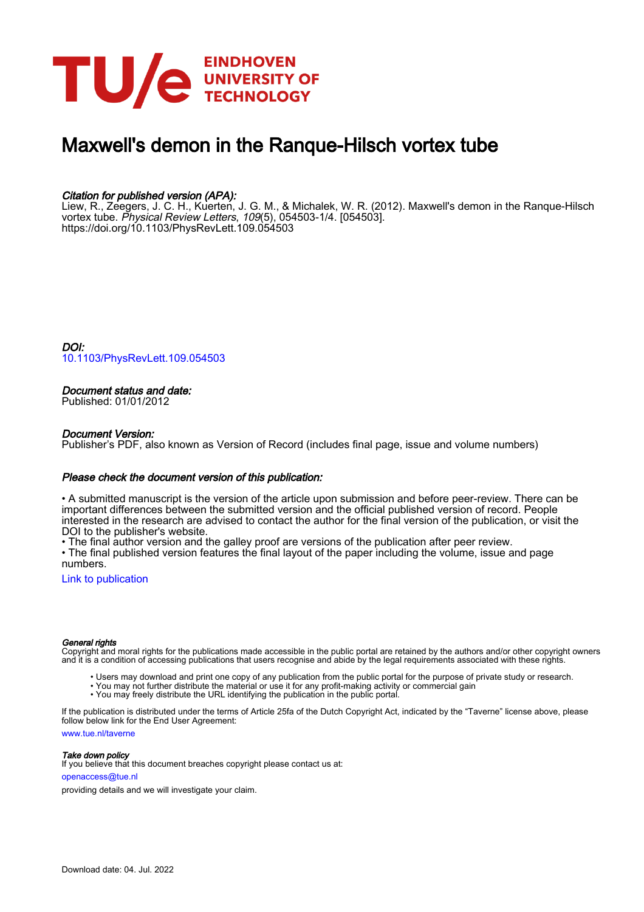# Maxwell's demon in the Ranque-Hilsch vortex tube

### *Citation for published version (APA):*

Liew, R., Zeegers, J. C. H., Kuerten, J. G. M., & Michalek, W. R. (2012). Maxwell's demon in the Ranque-Hilsch vortex tube. *Physical Review Letters*, *109*(5), 054503-1/4. [054503]. https://doi.org/10.1103/PhysRevLett.109.054503

### *DOI:*

10.1103/PhysRevLett.109.054503

### *Document status and date:*

Published: 01/01/2012

### *Document Version:*

Publisher's PDF, also known as Version of Record (includes final page, issue and volume numbers)

### *Please check the document version of this publication:*

• A submitted manuscript is the version of the article upon submission and before peer-review. There can be important differences between the submitted version and the official published version of record. People interested in the research are advised to contact the author for the final version of the publication, or visit the DOI to the publisher's website.
• The final author version and the galley proof are versions of the publication after peer review.
• The final published version features the final layout of the paper including the volume, issue and page numbers.

Link to publication

#### *General rights*

Copyright and moral rights for the publications made accessible in the public portal are retained by the authors and/or other copyright owners and it is a condition of accessing publications that users recognise and abide by the legal requirements associated with these rights.

- Users may download and print one copy of any publication from the public portal for the purpose of private study or research.
- You may not further distribute the material or use it for any profit-making activity or commercial gain
- You may freely distribute the URL identifying the publication in the public portal.

If the publication is distributed under the terms of Article 25fa of the Dutch Copyright Act, indicated by the "Taverne" license above, please follow below link for the End User Agreement:

www.tue.nl/taverne

#### *Take down policy*

If you believe that this document breaches copyright please contact us at:

openaccess@tue.nl

providing details and we will investigate your claim.

Download date: 04. Jul. 2022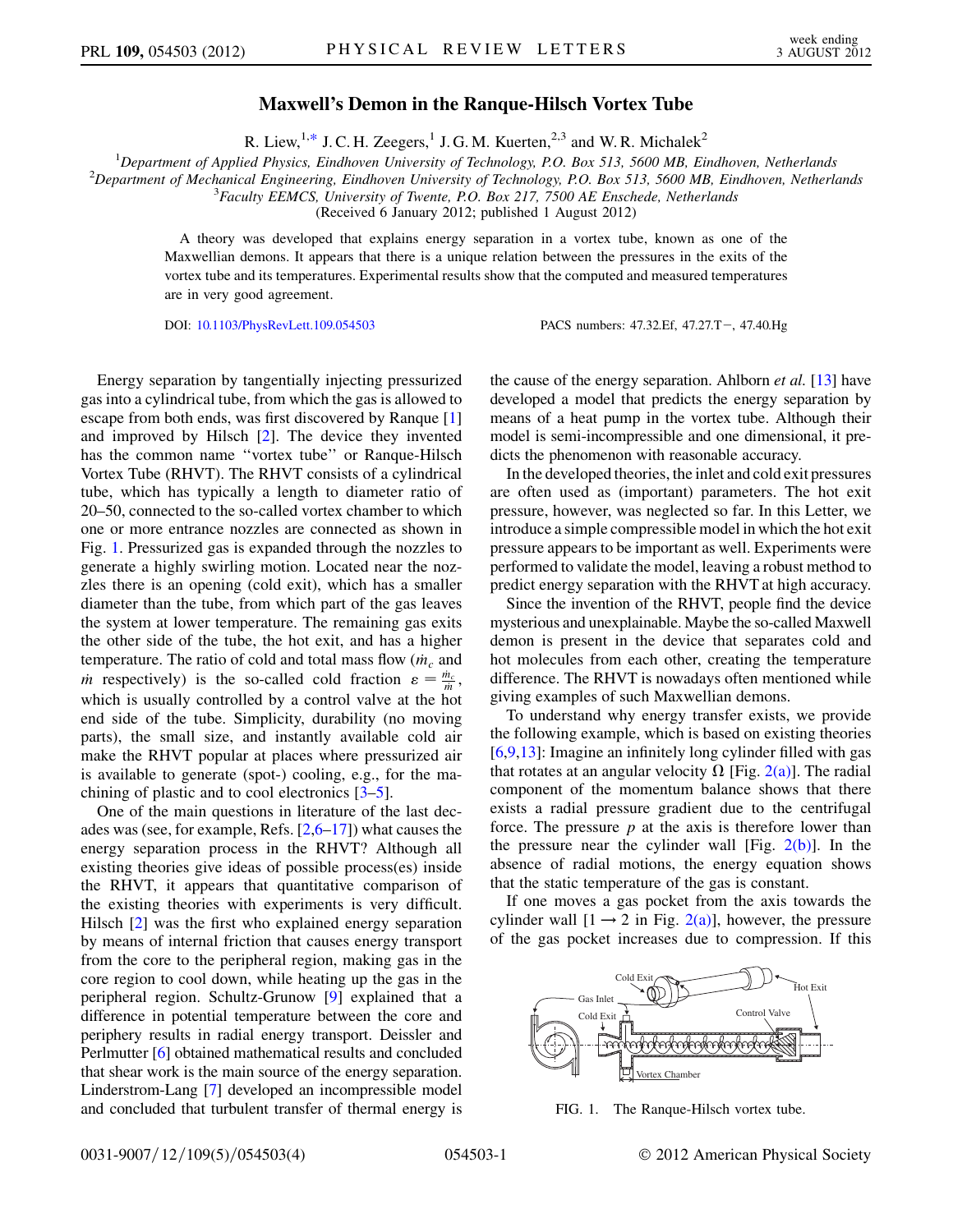# Maxwell's Demon in the Ranque-Hilsch Vortex Tube

R. Liew,[1,*] J. C. H. Zeegers,[1] J. G. M. Kuerten,[2,3] and W. R. Michalek[2]

[1]Department of Applied Physics, Eindhoven University of Technology, P.O. Box 513, 5600 MB, Eindhoven, Netherlands
[2]Department of Mechanical Engineering, Eindhoven University of Technology, P.O. Box 513, 5600 MB, Eindhoven, Netherlands
[3]Faculty EEMCS, University of Twente, P.O. Box 217, 7500 AE Enschede, Netherlands
(Received 6 January 2012; published 1 August 2012)

A theory was developed that explains energy separation in a vortex tube, known as one of the Maxwellian demons. It appears that there is a unique relation between the pressures in the exits of the vortex tube and its temperatures. Experimental results show that the computed and measured temperatures are in very good agreement.

DOI: 10.1103/PhysRevLett.109.054503 PACS numbers: 47.32.Ef, 47.27.T−, 47.40.Hg

Energy separation by tangentially injecting pressurized gas into a cylindrical tube, from which the gas is allowed to escape from both ends, was first discovered by Ranque [1] and improved by Hilsch [2]. The device they invented has the common name "vortex tube" or Ranque-Hilsch Vortex Tube (RHVT). The RHVT consists of a cylindrical tube, which has typically a length to diameter ratio of 20–50, connected to the so-called vortex chamber to which one or more entrance nozzles are connected as shown in Fig. 1. Pressurized gas is expanded through the nozzles to generate a highly swirling motion. Located near the nozzles there is an opening (cold exit), which has a smaller diameter than the tube, from which part of the gas leaves the system at lower temperature. The remaining gas exits the other side of the tube, the hot exit, and has a higher temperature. The ratio of cold and total mass flow ($\dot{m}_c$ and $\dot{m}$ respectively) is the so-called cold fraction $\varepsilon = \frac{\dot{m}_c}{\dot{m}}$, which is usually controlled by a control valve at the hot end side of the tube. Simplicity, durability (no moving parts), the small size, and instantly available cold air make the RHVT popular at places where pressurized air is available to generate (spot-) cooling, e.g., for the machining of plastic and to cool electronics [3–5].

One of the main questions in literature of the last decades was (see, for example, Refs. [2,6–17]) what causes the energy separation process in the RHVT? Although all existing theories give ideas of possible process(es) inside the RHVT, it appears that quantitative comparison of the existing theories with experiments is very difficult. Hilsch [2] was the first who explained energy separation by means of internal friction that causes energy transport from the core to the peripheral region, making gas in the core region to cool down, while heating up the gas in the peripheral region. Schultz-Grunow [9] explained that a difference in potential temperature between the core and periphery results in radial energy transport. Deissler and Perlmutter [6] obtained mathematical results and concluded that shear work is the main source of the energy separation. Linderstrom-Lang [7] developed an incompressible model and concluded that turbulent transfer of thermal energy is the cause of the energy separation. Ahlborn *et al.* [13] have developed a model that predicts the energy separation by means of a heat pump in the vortex tube. Although their model is semi-incompressible and one dimensional, it predicts the phenomenon with reasonable accuracy.

In the developed theories, the inlet and cold exit pressures are often used as (important) parameters. The hot exit pressure, however, was neglected so far. In this Letter, we introduce a simple compressible model in which the hot exit pressure appears to be important as well. Experiments were performed to validate the model, leaving a robust method to predict energy separation with the RHVT at high accuracy.

Since the invention of the RHVT, people find the device mysterious and unexplainable. Maybe the so-called Maxwell demon is present in the device that separates cold and hot molecules from each other, creating the temperature difference. The RHVT is nowadays often mentioned while giving examples of such Maxwellian demons.

To understand why energy transfer exists, we provide the following example, which is based on existing theories [6,9,13]: Imagine an infinitely long cylinder filled with gas that rotates at an angular velocity $\Omega$ [Fig. 2(a)]. The radial component of the momentum balance shows that there exists a radial pressure gradient due to the centrifugal force. The pressure $p$ at the axis is therefore lower than the pressure near the cylinder wall [Fig. 2(b)]. In the absence of radial motions, the energy equation shows that the static temperature of the gas is constant.

If one moves a gas pocket from the axis towards the cylinder wall [1 → 2 in Fig. 2(a)], however, the pressure of the gas pocket increases due to compression. If this

FIG. 1. The Ranque-Hilsch vortex tube.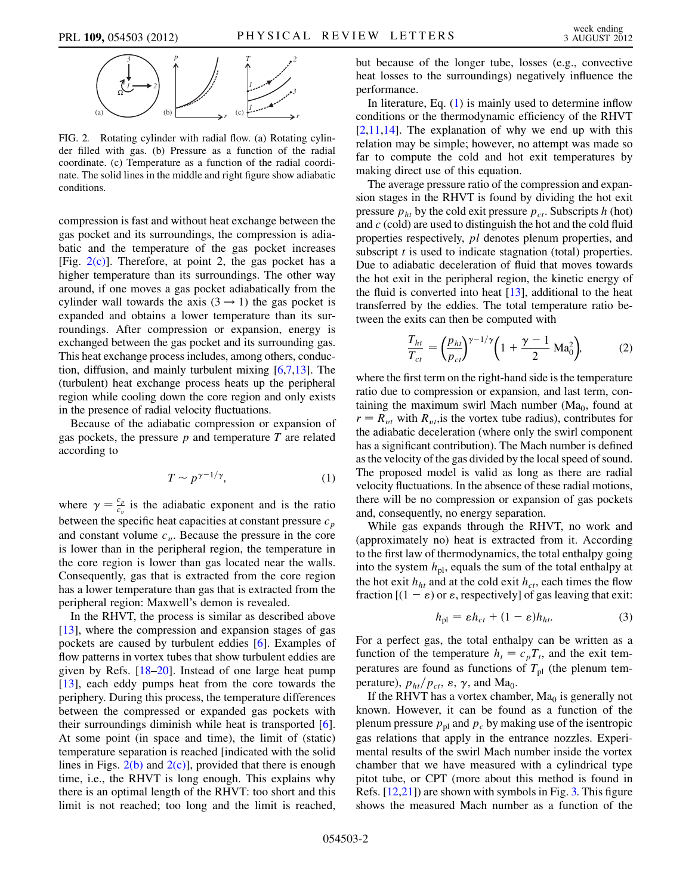FIG. 2. Rotating cylinder with radial flow. (a) Rotating cylinder filled with gas. (b) Pressure as a function of the radial coordinate. (c) Temperature as a function of the radial coordinate. The solid lines in the middle and right figure show adiabatic conditions.

compression is fast and without heat exchange between the gas pocket and its surroundings, the compression is adiabatic and the temperature of the gas pocket increases [Fig. 2(c)]. Therefore, at point 2, the gas pocket has a higher temperature than its surroundings. The other way around, if one moves a gas pocket adiabatically from the cylinder wall towards the axis ($3 \rightarrow 1$) the gas pocket is expanded and obtains a lower temperature than its surroundings. After compression or expansion, energy is exchanged between the gas pocket and its surrounding gas. This heat exchange process includes, among others, conduction, diffusion, and mainly turbulent mixing [6,7,13]. The (turbulent) heat exchange process heats up the peripheral region while cooling down the core region and only exists in the presence of radial velocity fluctuations.

Because of the adiabatic compression or expansion of gas pockets, the pressure $p$ and temperature $T$ are related according to

$$T \sim p^{\gamma-1/\gamma}, \tag{1}$$

where $\gamma = \frac{c_p}{c_v}$ is the adiabatic exponent and is the ratio between the specific heat capacities at constant pressure $c_p$ and constant volume $c_v$. Because the pressure in the core is lower than in the peripheral region, the temperature in the core region is lower than gas located near the walls. Consequently, gas that is extracted from the core region has a lower temperature than gas that is extracted from the peripheral region: Maxwell's demon is revealed.

In the RHVT, the process is similar as described above [13], where the compression and expansion stages of gas pockets are caused by turbulent eddies [6]. Examples of flow patterns in vortex tubes that show turbulent eddies are given by Refs. [18–20]. Instead of one large heat pump [13], each eddy pumps heat from the core towards the periphery. During this process, the temperature differences between the compressed or expanded gas pockets with their surroundings diminish while heat is transported [6]. At some point (in space and time), the limit of (static) temperature separation is reached [indicated with the solid lines in Figs. 2(b) and 2(c)], provided that there is enough time, i.e., the RHVT is long enough. This explains why there is an optimal length of the RHVT: too short and this limit is not reached; too long and the limit is reached, but because of the longer tube, losses (e.g., convective heat losses to the surroundings) negatively influence the performance.

In literature, Eq. (1) is mainly used to determine inflow conditions or the thermodynamic efficiency of the RHVT [2,11,14]. The explanation of why we end up with this relation may be simple; however, no attempt was made so far to compute the cold and hot exit temperatures by making direct use of this equation.

The average pressure ratio of the compression and expansion stages in the RHVT is found by dividing the hot exit pressure $p_{ht}$ by the cold exit pressure $p_{ct}$. Subscripts $h$ (hot) and $c$ (cold) are used to distinguish the hot and the cold fluid properties respectively, $pl$ denotes plenum properties, and subscript $t$ is used to indicate stagnation (total) properties. Due to adiabatic deceleration of fluid that moves towards the hot exit in the peripheral region, the kinetic energy of the fluid is converted into heat [13], additional to the heat transferred by the eddies. The total temperature ratio between the exits can then be computed with

$$\frac{T_{ht}}{T_{ct}} = \left(\frac{p_{ht}}{p_{ct}}\right)^{\gamma-1/\gamma}\left(1 + \frac{\gamma - 1}{2}\,\mathrm{Ma}_0^2\right), \tag{2}$$

where the first term on the right-hand side is the temperature ratio due to compression or expansion, and last term, containing the maximum swirl Mach number ($\mathrm{Ma}_0$, found at $r = R_{vt}$ with $R_{vt}$,is the vortex tube radius), contributes for the adiabatic deceleration (where only the swirl component has a significant contribution). The Mach number is defined as the velocity of the gas divided by the local speed of sound. The proposed model is valid as long as there are radial velocity fluctuations. In the absence of these radial motions, there will be no compression or expansion of gas pockets and, consequently, no energy separation.

While gas expands through the RHVT, no work and (approximately no) heat is extracted from it. According to the first law of thermodynamics, the total enthalpy going into the system $h_{\mathrm{pl}}$, equals the sum of the total enthalpy at the hot exit $h_{ht}$ and at the cold exit $h_{ct}$, each times the flow fraction [$(1 - \varepsilon)$ or $\varepsilon$, respectively] of gas leaving that exit:

$$h_{\mathrm{pl}} = \varepsilon h_{ct} + (1 - \varepsilon) h_{ht}. \tag{3}$$

For a perfect gas, the total enthalpy can be written as a function of the temperature $h_t = c_p T_t$, and the exit temperatures are found as functions of $T_{\mathrm{pl}}$ (the plenum temperature), $p_{ht}/p_{ct}$, $\varepsilon$, $\gamma$, and $\mathrm{Ma}_0$.

If the RHVT has a vortex chamber, $\mathrm{Ma}_0$ is generally not known. However, it can be found as a function of the plenum pressure $p_{\mathrm{pl}}$ and $p_c$ by making use of the isentropic gas relations that apply in the entrance nozzles. Experimental results of the swirl Mach number inside the vortex chamber that we have measured with a cylindrical type pitot tube, or CPT (more about this method is found in Refs. [12,21]) are shown with symbols in Fig. 3. This figure shows the measured Mach number as a function of the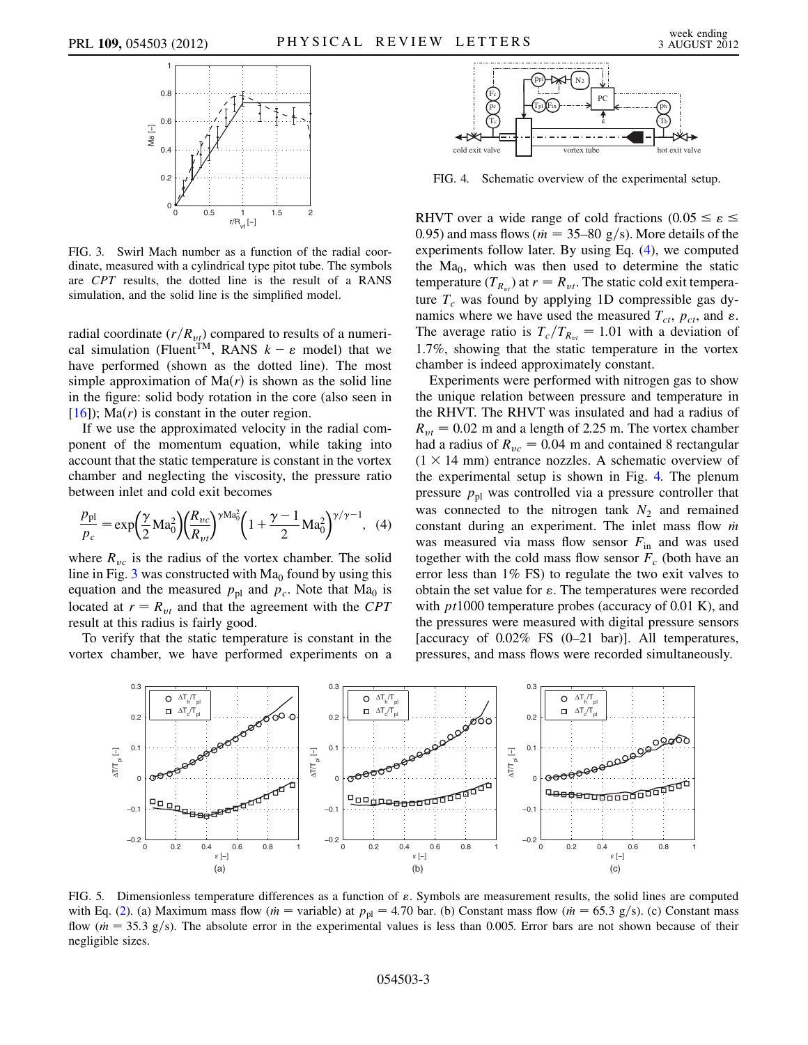FIG. 3. Swirl Mach number as a function of the radial coordinate, measured with a cylindrical type pitot tube. The symbols are *CPT* results, the dotted line is the result of a RANS simulation, and the solid line is the simplified model.

radial coordinate ($r/R_{vt}$) compared to results of a numerical simulation (Fluent™, RANS $k - \varepsilon$ model) that we have performed (shown as the dotted line). The most simple approximation of $\mathrm{Ma}(r)$ is shown as the solid line in the figure: solid body rotation in the core (also seen in [16]); $\mathrm{Ma}(r)$ is constant in the outer region.

If we use the approximated velocity in the radial component of the momentum equation, while taking into account that the static temperature is constant in the vortex chamber and neglecting the viscosity, the pressure ratio between inlet and cold exit becomes

$$\frac{p_{\mathrm{pl}}}{p_c} = \exp\left(\frac{\gamma}{2}\mathrm{Ma}_0^2\right)\left(\frac{R_{vc}}{R_{vt}}\right)^{\gamma \mathrm{Ma}_0^2}\left(1 + \frac{\gamma - 1}{2}\mathrm{Ma}_0^2\right)^{\gamma/\gamma - 1}, \quad (4)$$

where $R_{vc}$ is the radius of the vortex chamber. The solid line in Fig. 3 was constructed with $\mathrm{Ma}_0$ found by using this equation and the measured $p_{\mathrm{pl}}$ and $p_c$. Note that $\mathrm{Ma}_0$ is located at $r = R_{vt}$ and that the agreement with the *CPT* result at this radius is fairly good.

To verify that the static temperature is constant in the vortex chamber, we have performed experiments on a RHVT over a wide range of cold fractions ($0.05 \leq \varepsilon \leq 0.95$) and mass flows ($\dot{m} = 35$–$80$ g/s). More details of the experiments follow later. By using Eq. (4), we computed the $\mathrm{Ma}_0$, which was then used to determine the static temperature ($T_{R_{vt}}$) at $r = R_{vt}$. The static cold exit temperature $T_c$ was found by applying 1D compressible gas dynamics where we have used the measured $T_{ct}$, $p_{ct}$, and $\varepsilon$. The average ratio is $T_c/T_{R_{vt}} = 1.01$ with a deviation of 1.7%, showing that the static temperature in the vortex chamber is indeed approximately constant.

FIG. 4. Schematic overview of the experimental setup.

Experiments were performed with nitrogen gas to show the unique relation between pressure and temperature in the RHVT. The RHVT was insulated and had a radius of $R_{vt} = 0.02$ m and a length of 2.25 m. The vortex chamber had a radius of $R_{vc} = 0.04$ m and contained 8 rectangular ($1 \times 14$ mm) entrance nozzles. A schematic overview of the experimental setup is shown in Fig. 4. The plenum pressure $p_{\mathrm{pl}}$ was controlled via a pressure controller that was connected to the nitrogen tank $N_2$ and remained constant during an experiment. The inlet mass flow $\dot{m}$ was measured via mass flow sensor $F_{\mathrm{in}}$ and was used together with the cold mass flow sensor $F_c$ (both have an error less than 1% FS) to regulate the two exit valves to obtain the set value for $\varepsilon$. The temperatures were recorded with *pt*1000 temperature probes (accuracy of 0.01 K), and the pressures were measured with digital pressure sensors [accuracy of 0.02% FS (0–21 bar)]. All temperatures, pressures, and mass flows were recorded simultaneously.

FIG. 5. Dimensionless temperature differences as a function of $\varepsilon$. Symbols are measurement results, the solid lines are computed with Eq. (2). (a) Maximum mass flow ($\dot{m}$ = variable) at $p_{\mathrm{pl}} = 4.70$ bar. (b) Constant mass flow ($\dot{m} = 65.3$ g/s). (c) Constant mass flow ($\dot{m} = 35.3$ g/s). The absolute error in the experimental values is less than 0.005. Error bars are not shown because of their negligible sizes.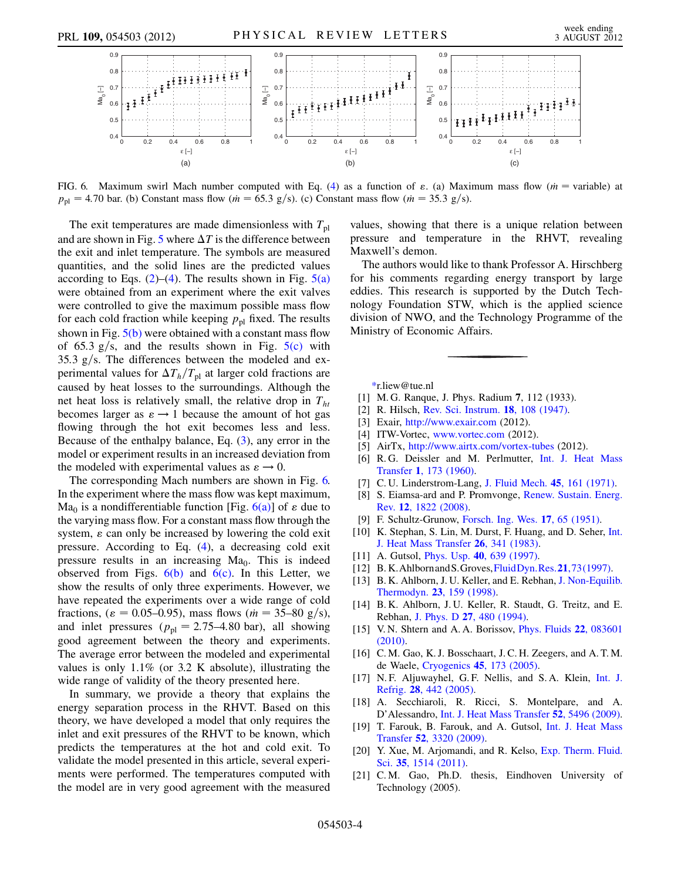0.9
0.8
0.7
0.6
0.5
0.4
$Ma_0$ [–]
0 0.2 0.4 0.6 0.8 1
ε [–]
(a)

0.9
0.8
0.7
0.6
0.5
0.4
$Ma_0$ [–]
0 0.2 0.4 0.6 0.8 1
ε [–]
(b)

0.9
0.8
0.7
0.6
0.5
0.4
$Ma_0$ [–]
0 0.2 0.4 0.6 0.8 1
ε [–]
(c)

FIG. 6. Maximum swirl Mach number computed with Eq. (4) as a function of $\varepsilon$. (a) Maximum mass flow ($\dot{m}$ = variable) at $p_{\mathrm{pl}} = 4.70$ bar. (b) Constant mass flow ($\dot{m} = 65.3$ g/s). (c) Constant mass flow ($\dot{m} = 35.3$ g/s).

The exit temperatures are made dimensionless with $T_{\mathrm{pl}}$ and are shown in Fig. 5 where $\Delta T$ is the difference between the exit and inlet temperature. The symbols are measured quantities, and the solid lines are the predicted values according to Eqs. (2)–(4). The results shown in Fig. 5(a) were obtained from an experiment where the exit valves were controlled to give the maximum possible mass flow for each cold fraction while keeping $p_{\mathrm{pl}}$ fixed. The results shown in Fig. 5(b) were obtained with a constant mass flow of 65.3 g/s, and the results shown in Fig. 5(c) with 35.3 g/s. The differences between the modeled and experimental values for $\Delta T_h / T_{\mathrm{pl}}$ at larger cold fractions are caused by heat losses to the surroundings. Although the net heat loss is relatively small, the relative drop in $T_{ht}$ becomes larger as $\varepsilon \to 1$ because the amount of hot gas flowing through the hot exit becomes less and less. Because of the enthalpy balance, Eq. (3), any error in the model or experiment results in an increased deviation from the modeled with experimental values as $\varepsilon \to 0$.

The corresponding Mach numbers are shown in Fig. 6. In the experiment where the mass flow was kept maximum, $\mathrm{Ma}_0$ is a nondifferentiable function [Fig. 6(a)] of $\varepsilon$ due to the varying mass flow. For a constant mass flow through the system, $\varepsilon$ can only be increased by lowering the cold exit pressure. According to Eq. (4), a decreasing cold exit pressure results in an increasing $\mathrm{Ma}_0$. This is indeed observed from Figs. 6(b) and 6(c). In this Letter, we show the results of only three experiments. However, we have repeated the experiments over a wide range of cold fractions, ($\varepsilon = 0.05$–$0.95$), mass flows ($\dot{m} = 35$–$80$ g/s), and inlet pressures ($p_{\mathrm{pl}} = 2.75$–$4.80$ bar), all showing good agreement between the theory and experiments. The average error between the modeled and experimental values is only 1.1% (or 3.2 K absolute), illustrating the wide range of validity of the theory presented here.

In summary, we provide a theory that explains the energy separation process in the RHVT. Based on this theory, we have developed a model that only requires the inlet and exit pressures of the RHVT to be known, which predicts the temperatures at the hot and cold exit. To validate the model presented in this article, several experiments were performed. The temperatures computed with the model are in very good agreement with the measured values, showing that there is a unique relation between pressure and temperature in the RHVT, revealing Maxwell's demon.

The authors would like to thank Professor A. Hirschberg for his comments regarding energy transport by large eddies. This research is supported by the Dutch Technology Foundation STW, which is the applied science division of NWO, and the Technology Programme of the Ministry of Economic Affairs.

---

*r.liew@tue.nl

[1] M. G. Ranque, J. Phys. Radium **7**, 112 (1933).
[2] R. Hilsch, Rev. Sci. Instrum. **18**, 108 (1947).
[3] Exair, http://www.exair.com (2012).
[4] ITW-Vortec, www.vortec.com (2012).
[5] AirTx, http://www.airtx.com/vortex-tubes (2012).
[6] R. G. Deissler and M. Perlmutter, Int. J. Heat Mass Transfer **1**, 173 (1960).
[7] C. U. Linderstrom-Lang, J. Fluid Mech. **45**, 161 (1971).
[8] S. Eiamsa-ard and P. Promvonge, Renew. Sustain. Energ. Rev. **12**, 1822 (2008).
[9] F. Schultz-Grunow, Forsch. Ing. Wes. **17**, 65 (1951).
[10] K. Stephan, S. Lin, M. Durst, F. Huang, and D. Seher, Int. J. Heat Mass Transfer **26**, 341 (1983).
[11] A. Gutsol, Phys. Usp. **40**, 639 (1997).
[12] B. K. Ahlborn and S. Groves, Fluid Dyn. Res. **21**, 73 (1997).
[13] B. K. Ahlborn, J. U. Keller, and E. Rebhan, J. Non-Equilib. Thermodyn. **23**, 159 (1998).
[14] B. K. Ahlborn, J. U. Keller, R. Staudt, G. Treitz, and E. Rebhan, J. Phys. D **27**, 480 (1994).
[15] V. N. Shtern and A. A. Borissov, Phys. Fluids **22**, 083601 (2010).
[16] C. M. Gao, K. J. Bosschaart, J. C. H. Zeegers, and A. T. M. de Waele, Cryogenics **45**, 173 (2005).
[17] N. F. Aljuwayhel, G. F. Nellis, and S. A. Klein, Int. J. Refrig. **28**, 442 (2005).
[18] A. Secchiaroli, R. Ricci, S. Montelpare, and A. D'Alessandro, Int. J. Heat Mass Transfer **52**, 5496 (2009).
[19] T. Farouk, B. Farouk, and A. Gutsol, Int. J. Heat Mass Transfer **52**, 3320 (2009).
[20] Y. Xue, M. Arjomandi, and R. Kelso, Exp. Therm. Fluid. Sci. **35**, 1514 (2011).
[21] C. M. Gao, Ph.D. thesis, Eindhoven University of Technology (2005).